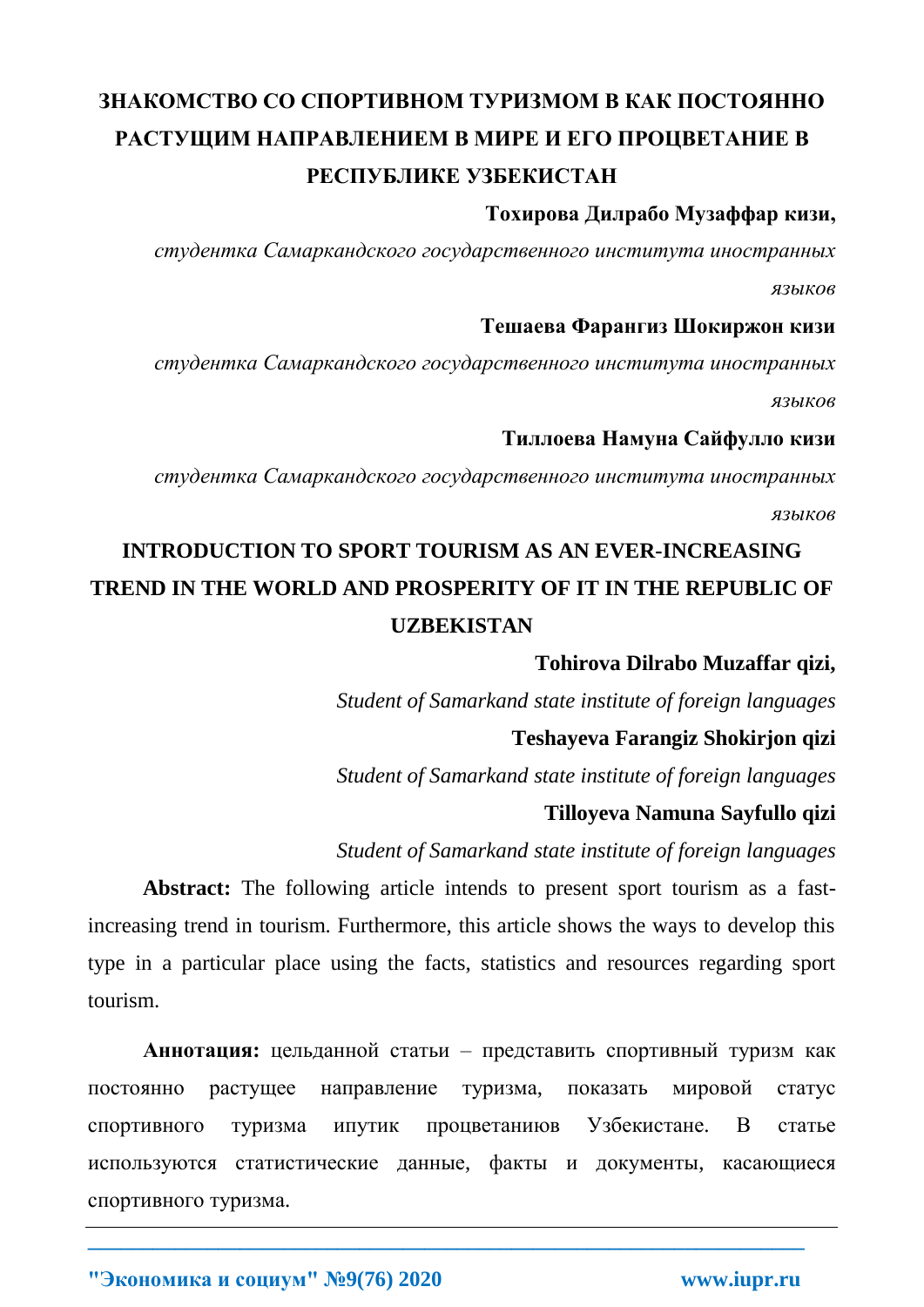# ЗНАКОМСТВО СО СПОРТИВНОМ ТУРИЗМОМ В КАК ПОСТОЯННО РАСТУЩИМ НАПРАВЛЕНИЕМ В МИРЕ И ЕГО ПРОЦВЕТАНИЕ В РЕСПУБЛИКЕ УЗБЕКИСТАН

**Тохирова Дилрабо Музаффар кизи,**

*студентка Самаркандского государственного института иностранных языков*

**Тешаева Фарангиз Шокиржон кизи**

*студентка Самаркандского государственного института иностранных языков*

**Тиллоева Намуна Сайфулло кизи**

*студентка Самаркандского государственного института иностранных языков*

# INTRODUCTION TO SPORT TOURISM AS AN EVER-INCREASING TREND IN THE WORLD AND PROSPERITY OF IT IN THE REPUBLIC OF UZBEKISTAN

**Tohirova Dilrabo Muzaffar qizi,**

*Student of Samarkand state institute of foreign languages*

**Teshayeva Farangiz Shokirjon qizi**

*Student of Samarkand state institute of foreign languages*

**Tilloyeva Namuna Sayfullo qizi**

*Student of Samarkand state institute of foreign languages*

**Abstract:** The following article intends to present sport tourism as a fast-increasing trend in tourism. Furthermore, this article shows the ways to develop this type in a particular place using the facts, statistics and resources regarding sport tourism.

**Аннотация:** цельданной статьи – представить спортивный туризм как постоянно растущее направление туризма, показать мировой статус спортивного туризма ипутик процветаниюв Узбекистане. В статье используются статистические данные, факты и документы, касающиеся спортивного туризма.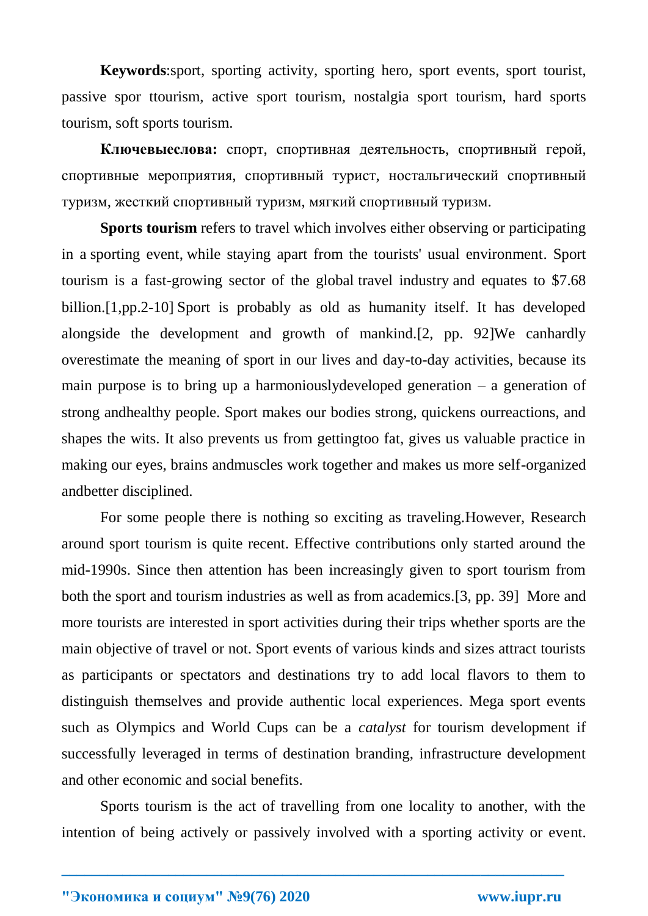**Keywords**:sport, sporting activity, sporting hero, sport events, sport tourist, passive spor ttourism, active sport tourism, nostalgia sport tourism, hard sports tourism, soft sports tourism.

**Ключевыеслова:** спорт, спортивная деятельность, спортивный герой, спортивные мероприятия, спортивный турист, ностальгический спортивный туризм, жесткий спортивный туризм, мягкий спортивный туризм.

**Sports tourism** refers to travel which involves either observing or participating in a sporting event, while staying apart from the tourists' usual environment. Sport tourism is a fast-growing sector of the global travel industry and equates to $7.68 billion.[1,pp.2-10] Sport is probably as old as humanity itself. It has developed alongside the development and growth of mankind.[2, pp. 92]We canhardly overestimate the meaning of sport in our lives and day-to-day activities, because its main purpose is to bring up a harmoniouslydeveloped generation – a generation of strong andhealthy people. Sport makes our bodies strong, quickens ourreactions, and shapes the wits. It also prevents us from gettingtoo fat, gives us valuable practice in making our eyes, brains andmuscles work together and makes us more self-organized andbetter disciplined.

For some people there is nothing so exciting as traveling.However, Research around sport tourism is quite recent. Effective contributions only started around the mid-1990s. Since then attention has been increasingly given to sport tourism from both the sport and tourism industries as well as from academics.[3, pp. 39] More and more tourists are interested in sport activities during their trips whether sports are the main objective of travel or not. Sport events of various kinds and sizes attract tourists as participants or spectators and destinations try to add local flavors to them to distinguish themselves and provide authentic local experiences. Mega sport events such as Olympics and World Cups can be a *catalyst* for tourism development if successfully leveraged in terms of destination branding, infrastructure development and other economic and social benefits.

Sports tourism is the act of travelling from one locality to another, with the intention of being actively or passively involved with a sporting activity or event.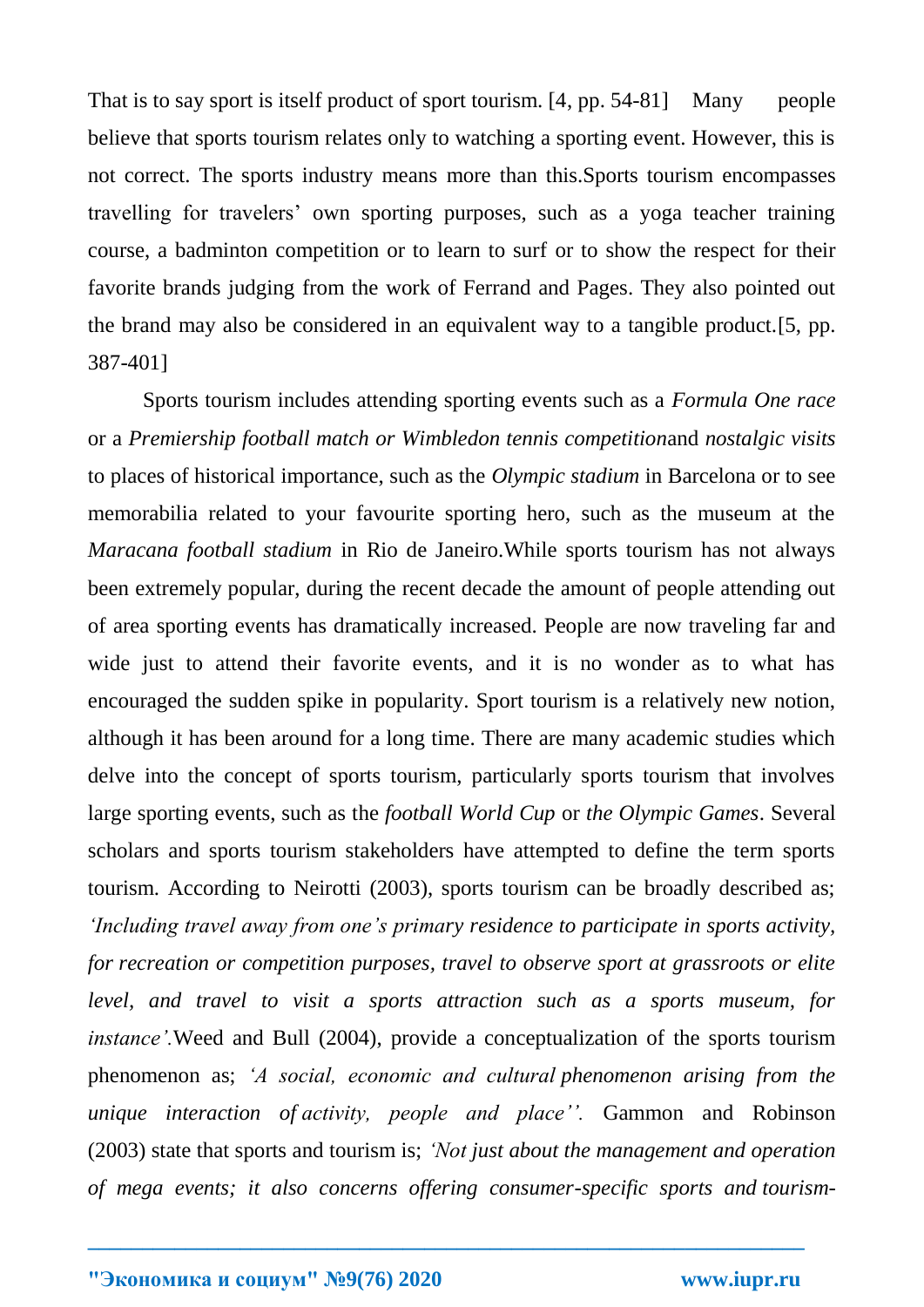That is to say sport is itself product of sport tourism. [4, pp. 54-81] Many people believe that sports tourism relates only to watching a sporting event. However, this is not correct. The sports industry means more than this.Sports tourism encompasses travelling for travelers' own sporting purposes, such as a yoga teacher training course, a badminton competition or to learn to surf or to show the respect for their favorite brands judging from the work of Ferrand and Pages. They also pointed out the brand may also be considered in an equivalent way to a tangible product.[5, pp. 387-401]

Sports tourism includes attending sporting events such as a *Formula One race* or a *Premiership football match or Wimbledon tennis competition*and *nostalgic visits* to places of historical importance, such as the *Olympic stadium* in Barcelona or to see memorabilia related to your favourite sporting hero, such as the museum at the *Maracana football stadium* in Rio de Janeiro.While sports tourism has not always been extremely popular, during the recent decade the amount of people attending out of area sporting events has dramatically increased. People are now traveling far and wide just to attend their favorite events, and it is no wonder as to what has encouraged the sudden spike in popularity. Sport tourism is a relatively new notion, although it has been around for a long time. There are many academic studies which delve into the concept of sports tourism, particularly sports tourism that involves large sporting events, such as the *football World Cup* or *the Olympic Games*. Several scholars and sports tourism stakeholders have attempted to define the term sports tourism. According to Neirotti (2003), sports tourism can be broadly described as; *'Including travel away from one's primary residence to participate in sports activity, for recreation or competition purposes, travel to observe sport at grassroots or elite level, and travel to visit a sports attraction such as a sports museum, for instance'.*Weed and Bull (2004), provide a conceptualization of the sports tourism phenomenon as; *'A social, economic and cultural phenomenon arising from the unique interaction of activity, people and place''.* Gammon and Robinson (2003) state that sports and tourism is; *'Not just about the management and operation of mega events; it also concerns offering consumer-specific sports and tourism-*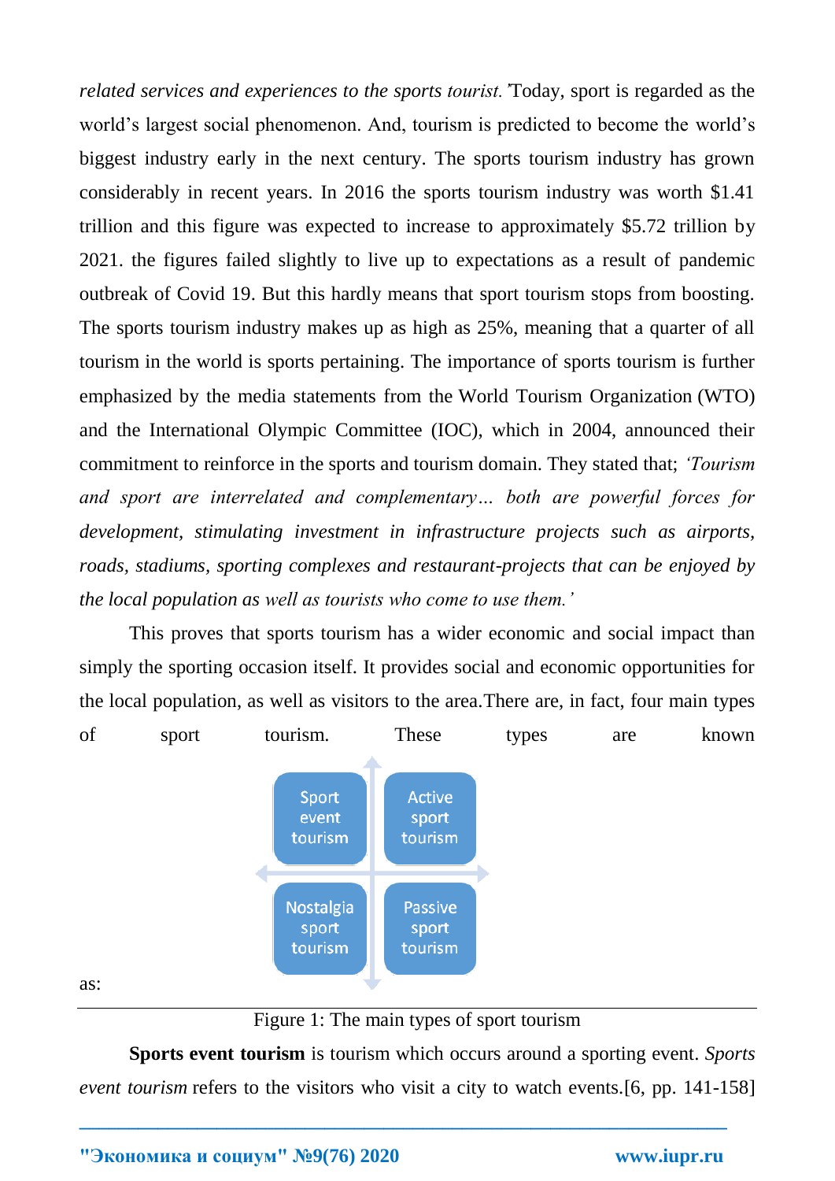*related services and experiences to the sports tourist.* 'Today, sport is regarded as the world's largest social phenomenon. And, tourism is predicted to become the world's biggest industry early in the next century. The sports tourism industry has grown considerably in recent years. In 2016 the sports tourism industry was worth $1.41 trillion and this figure was expected to increase to approximately $5.72 trillion by 2021. the figures failed slightly to live up to expectations as a result of pandemic outbreak of Covid 19. But this hardly means that sport tourism stops from boosting. The sports tourism industry makes up as high as 25%, meaning that a quarter of all tourism in the world is sports pertaining. The importance of sports tourism is further emphasized by the media statements from the World Tourism Organization (WTO) and the International Olympic Committee (IOC), which in 2004, announced their commitment to reinforce in the sports and tourism domain. They stated that; *'Tourism and sport are interrelated and complementary… both are powerful forces for development, stimulating investment in infrastructure projects such as airports, roads, stadiums, sporting complexes and restaurant-projects that can be enjoyed by the local population as well as tourists who come to use them.'*

This proves that sports tourism has a wider economic and social impact than simply the sporting occasion itself. It provides social and economic opportunities for the local population, as well as visitors to the area.There are, in fact, four main types of sport tourism. These types are known as:

| Sport event tourism | Active sport tourism |
|---|---|
| Nostalgia sport tourism | Passive sport tourism |

Figure 1: The main types of sport tourism

**Sports event tourism** is tourism which occurs around a sporting event. *Sports event tourism* refers to the visitors who visit a city to watch events.[6, pp. 141-158]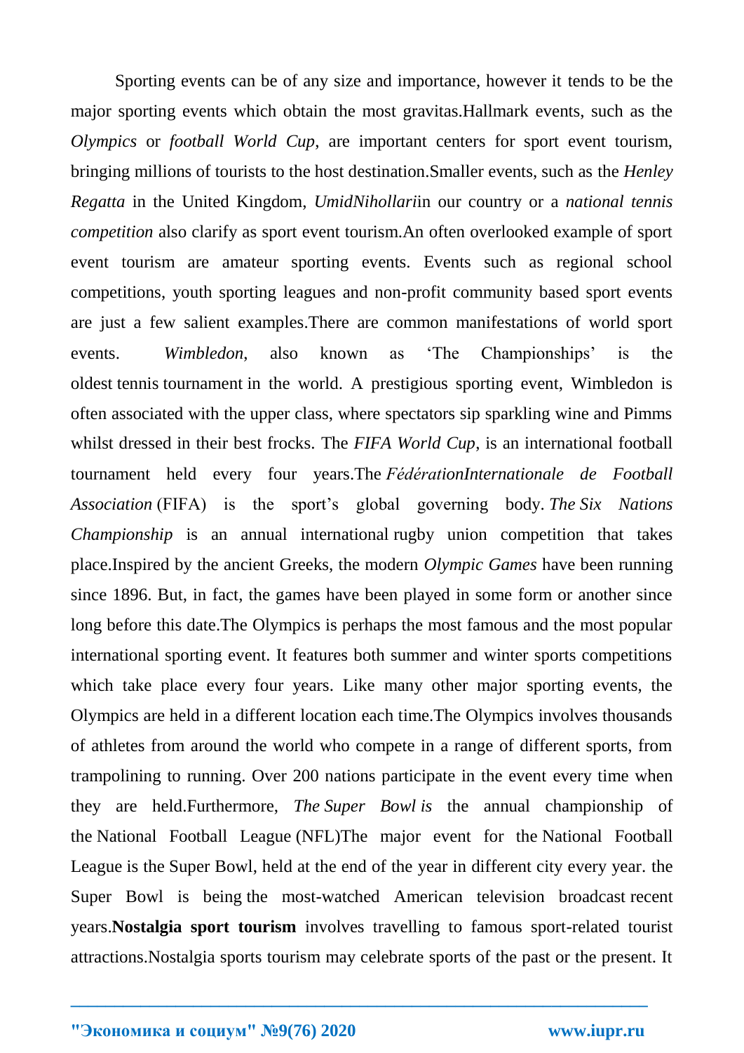Sporting events can be of any size and importance, however it tends to be the major sporting events which obtain the most gravitas.Hallmark events, such as the *Olympics* or *football World Cup*, are important centers for sport event tourism, bringing millions of tourists to the host destination.Smaller events, such as the *Henley Regatta* in the United Kingdom, *UmidNihollari*in our country or a *national tennis competition* also clarify as sport event tourism.An often overlooked example of sport event tourism are amateur sporting events. Events such as regional school competitions, youth sporting leagues and non-profit community based sport events are just a few salient examples.There are common manifestations of world sport events. *Wimbledon*, also known as 'The Championships' is the oldest tennis tournament in the world. A prestigious sporting event, Wimbledon is often associated with the upper class, where spectators sip sparkling wine and Pimms whilst dressed in their best frocks. The *FIFA World Cup*, is an international football tournament held every four years.The *FédérationInternationale de Football Association* (FIFA) is the sport's global governing body. *The Six Nations Championship* is an annual international rugby union competition that takes place.Inspired by the ancient Greeks, the modern *Olympic Games* have been running since 1896. But, in fact, the games have been played in some form or another since long before this date.The Olympics is perhaps the most famous and the most popular international sporting event. It features both summer and winter sports competitions which take place every four years. Like many other major sporting events, the Olympics are held in a different location each time.The Olympics involves thousands of athletes from around the world who compete in a range of different sports, from trampolining to running. Over 200 nations participate in the event every time when they are held.Furthermore, *The Super Bowl is* the annual championship of the National Football League (NFL)The major event for the National Football League is the Super Bowl, held at the end of the year in different city every year. the Super Bowl is being the most-watched American television broadcast recent years.**Nostalgia sport tourism** involves travelling to famous sport-related tourist attractions.Nostalgia sports tourism may celebrate sports of the past or the present. It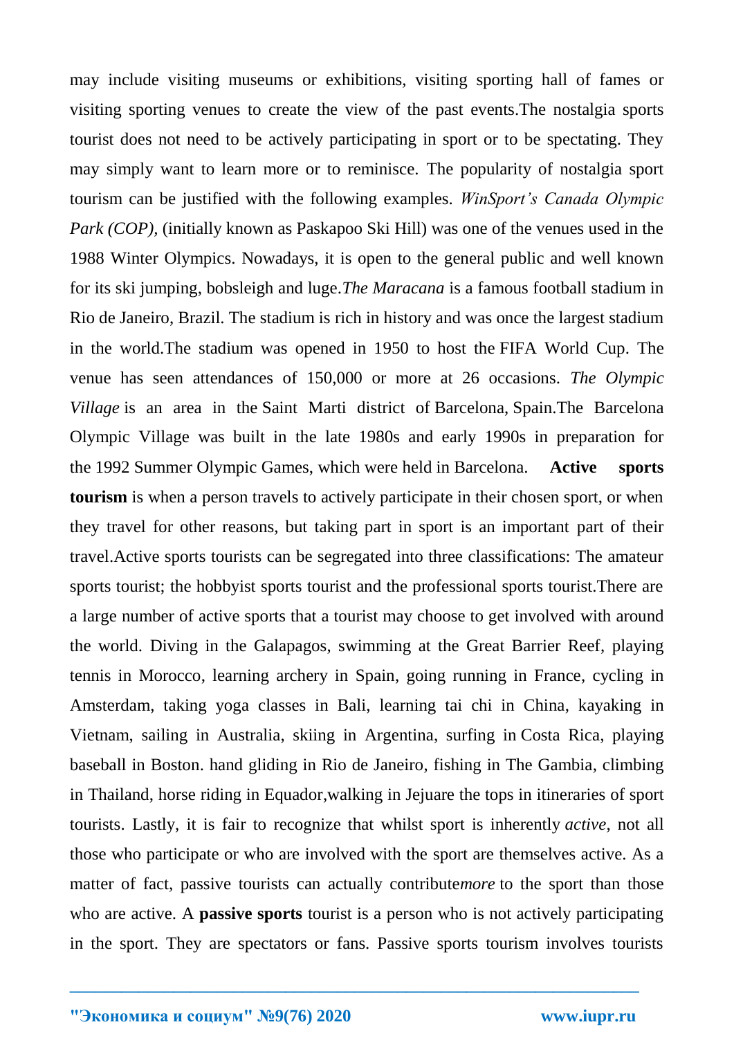may include visiting museums or exhibitions, visiting sporting hall of fames or visiting sporting venues to create the view of the past events.The nostalgia sports tourist does not need to be actively participating in sport or to be spectating. They may simply want to learn more or to reminisce. The popularity of nostalgia sport tourism can be justified with the following examples. *WinSport's Canada Olympic Park (COP),* (initially known as Paskapoo Ski Hill) was one of the venues used in the 1988 Winter Olympics. Nowadays, it is open to the general public and well known for its ski jumping, bobsleigh and luge.*The Maracana* is a famous football stadium in Rio de Janeiro, Brazil. The stadium is rich in history and was once the largest stadium in the world.The stadium was opened in 1950 to host the FIFA World Cup. The venue has seen attendances of 150,000 or more at 26 occasions. *The Olympic Village* is an area in the Saint Marti district of Barcelona, Spain.The Barcelona Olympic Village was built in the late 1980s and early 1990s in preparation for the 1992 Summer Olympic Games, which were held in Barcelona. **Active sports tourism** is when a person travels to actively participate in their chosen sport, or when they travel for other reasons, but taking part in sport is an important part of their travel.Active sports tourists can be segregated into three classifications: The amateur sports tourist; the hobbyist sports tourist and the professional sports tourist.There are a large number of active sports that a tourist may choose to get involved with around the world. Diving in the Galapagos, swimming at the Great Barrier Reef, playing tennis in Morocco, learning archery in Spain, going running in France, cycling in Amsterdam, taking yoga classes in Bali, learning tai chi in China, kayaking in Vietnam, sailing in Australia, skiing in Argentina, surfing in Costa Rica, playing baseball in Boston. hand gliding in Rio de Janeiro, fishing in The Gambia, climbing in Thailand, horse riding in Equador,walking in Jejuare the tops in itineraries of sport tourists. Lastly, it is fair to recognize that whilst sport is inherently *active*, not all those who participate or who are involved with the sport are themselves active. As a matter of fact, passive tourists can actually contribute*more* to the sport than those who are active. A **passive sports** tourist is a person who is not actively participating in the sport. They are spectators or fans. Passive sports tourism involves tourists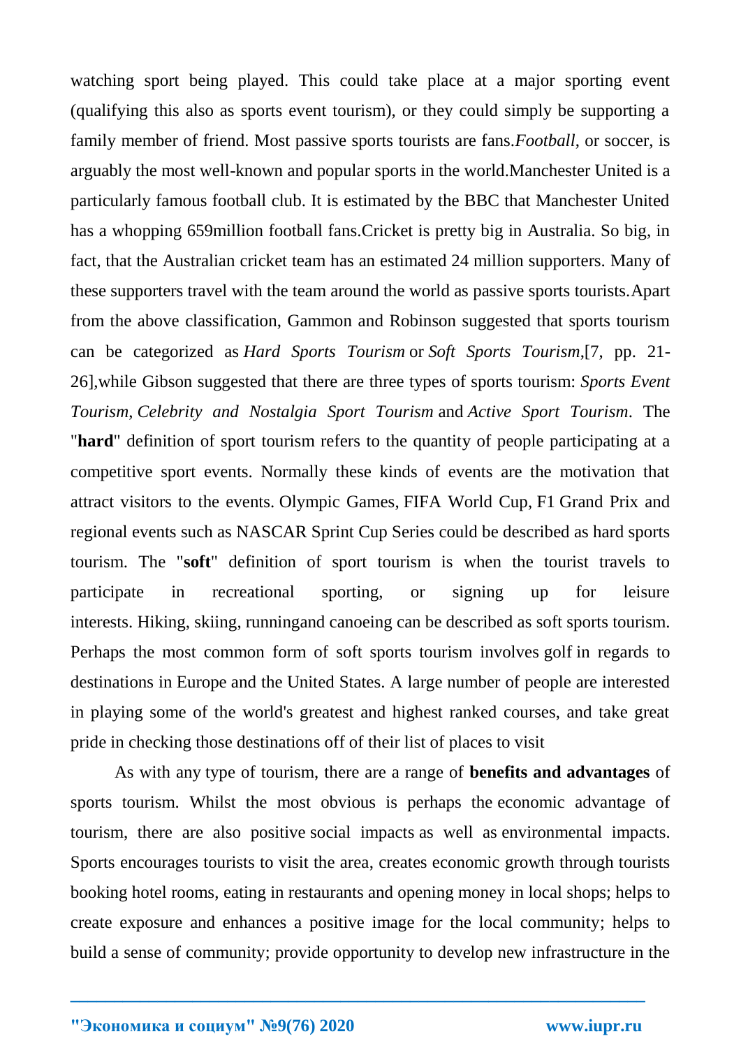watching sport being played. This could take place at a major sporting event (qualifying this also as sports event tourism), or they could simply be supporting a family member of friend. Most passive sports tourists are fans.*Football*, or soccer, is arguably the most well-known and popular sports in the world.Manchester United is a particularly famous football club. It is estimated by the BBC that Manchester United has a whopping 659million football fans.Cricket is pretty big in Australia. So big, in fact, that the Australian cricket team has an estimated 24 million supporters. Many of these supporters travel with the team around the world as passive sports tourists.Apart from the above classification, Gammon and Robinson suggested that sports tourism can be categorized as *Hard Sports Tourism* or *Soft Sports Tourism*,[7, pp. 21-26],while Gibson suggested that there are three types of sports tourism: *Sports Event Tourism*, *Celebrity and Nostalgia Sport Tourism* and *Active Sport Tourism*. The "**hard**" definition of sport tourism refers to the quantity of people participating at a competitive sport events. Normally these kinds of events are the motivation that attract visitors to the events. Olympic Games, FIFA World Cup, F1 Grand Prix and regional events such as NASCAR Sprint Cup Series could be described as hard sports tourism. The "**soft**" definition of sport tourism is when the tourist travels to participate in recreational sporting, or signing up for leisure interests. Hiking, skiing, runningand canoeing can be described as soft sports tourism. Perhaps the most common form of soft sports tourism involves golf in regards to destinations in Europe and the United States. A large number of people are interested in playing some of the world's greatest and highest ranked courses, and take great pride in checking those destinations off of their list of places to visit

As with any type of tourism, there are a range of **benefits and advantages** of sports tourism. Whilst the most obvious is perhaps the economic advantage of tourism, there are also positive social impacts as well as environmental impacts. Sports encourages tourists to visit the area, creates economic growth through tourists booking hotel rooms, eating in restaurants and opening money in local shops; helps to create exposure and enhances a positive image for the local community; helps to build a sense of community; provide opportunity to develop new infrastructure in the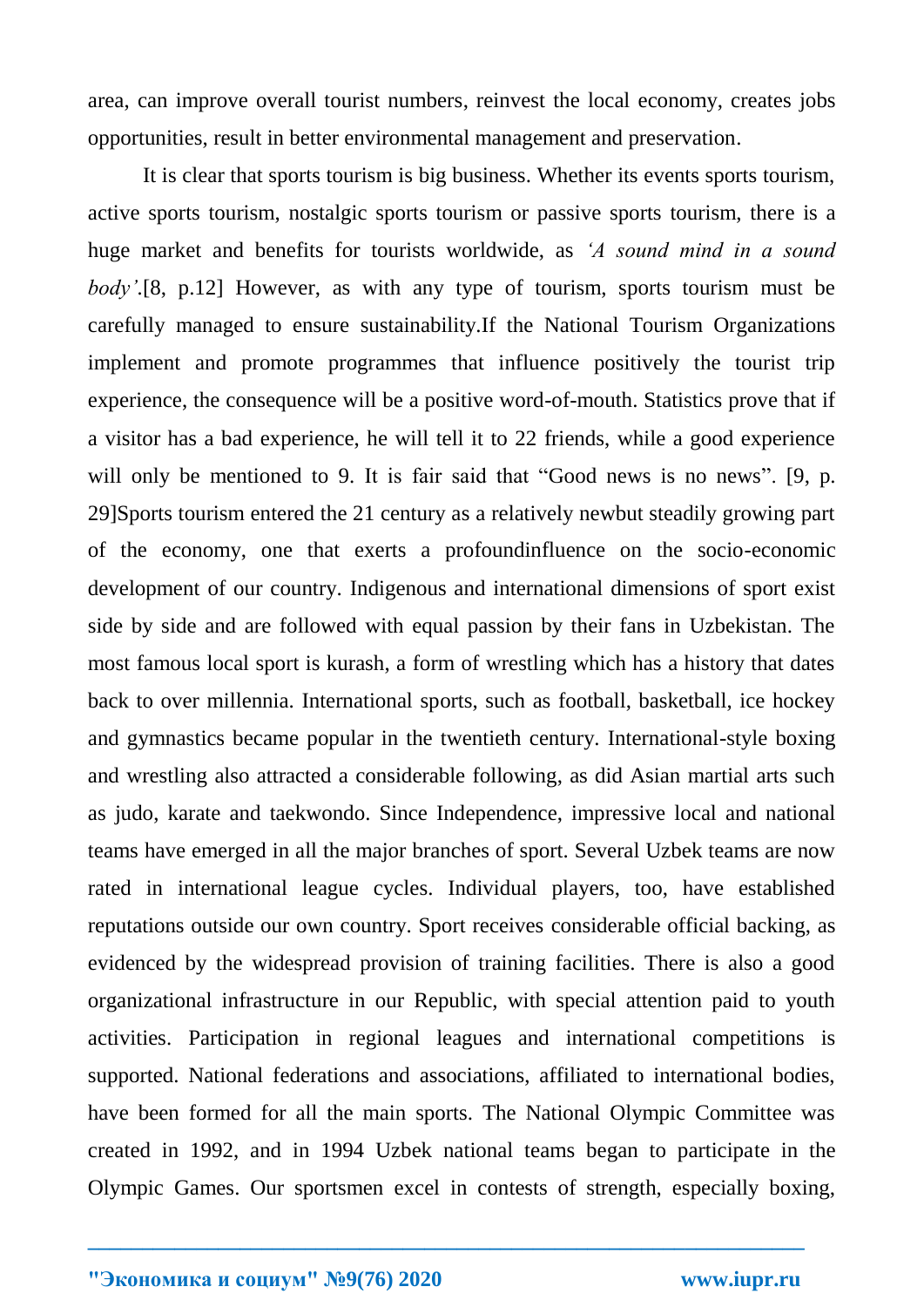area, can improve overall tourist numbers, reinvest the local economy, creates jobs opportunities, result in better environmental management and preservation.

It is clear that sports tourism is big business. Whether its events sports tourism, active sports tourism, nostalgic sports tourism or passive sports tourism, there is a huge market and benefits for tourists worldwide, as *'A sound mind in a sound body'*.[8, p.12] However, as with any type of tourism, sports tourism must be carefully managed to ensure sustainability.If the National Tourism Organizations implement and promote programmes that influence positively the tourist trip experience, the consequence will be a positive word-of-mouth. Statistics prove that if a visitor has a bad experience, he will tell it to 22 friends, while a good experience will only be mentioned to 9. It is fair said that "Good news is no news". [9, p. 29]Sports tourism entered the 21 century as a relatively newbut steadily growing part of the economy, one that exerts a profoundinfluence on the socio-economic development of our country. Indigenous and international dimensions of sport exist side by side and are followed with equal passion by their fans in Uzbekistan. The most famous local sport is kurash, a form of wrestling which has a history that dates back to over millennia. International sports, such as football, basketball, ice hockey and gymnastics became popular in the twentieth century. International-style boxing and wrestling also attracted a considerable following, as did Asian martial arts such as judo, karate and taekwondo. Since Independence, impressive local and national teams have emerged in all the major branches of sport. Several Uzbek teams are now rated in international league cycles. Individual players, too, have established reputations outside our own country. Sport receives considerable official backing, as evidenced by the widespread provision of training facilities. There is also a good organizational infrastructure in our Republic, with special attention paid to youth activities. Participation in regional leagues and international competitions is supported. National federations and associations, affiliated to international bodies, have been formed for all the main sports. The National Olympic Committee was created in 1992, and in 1994 Uzbek national teams began to participate in the Olympic Games. Our sportsmen excel in contests of strength, especially boxing,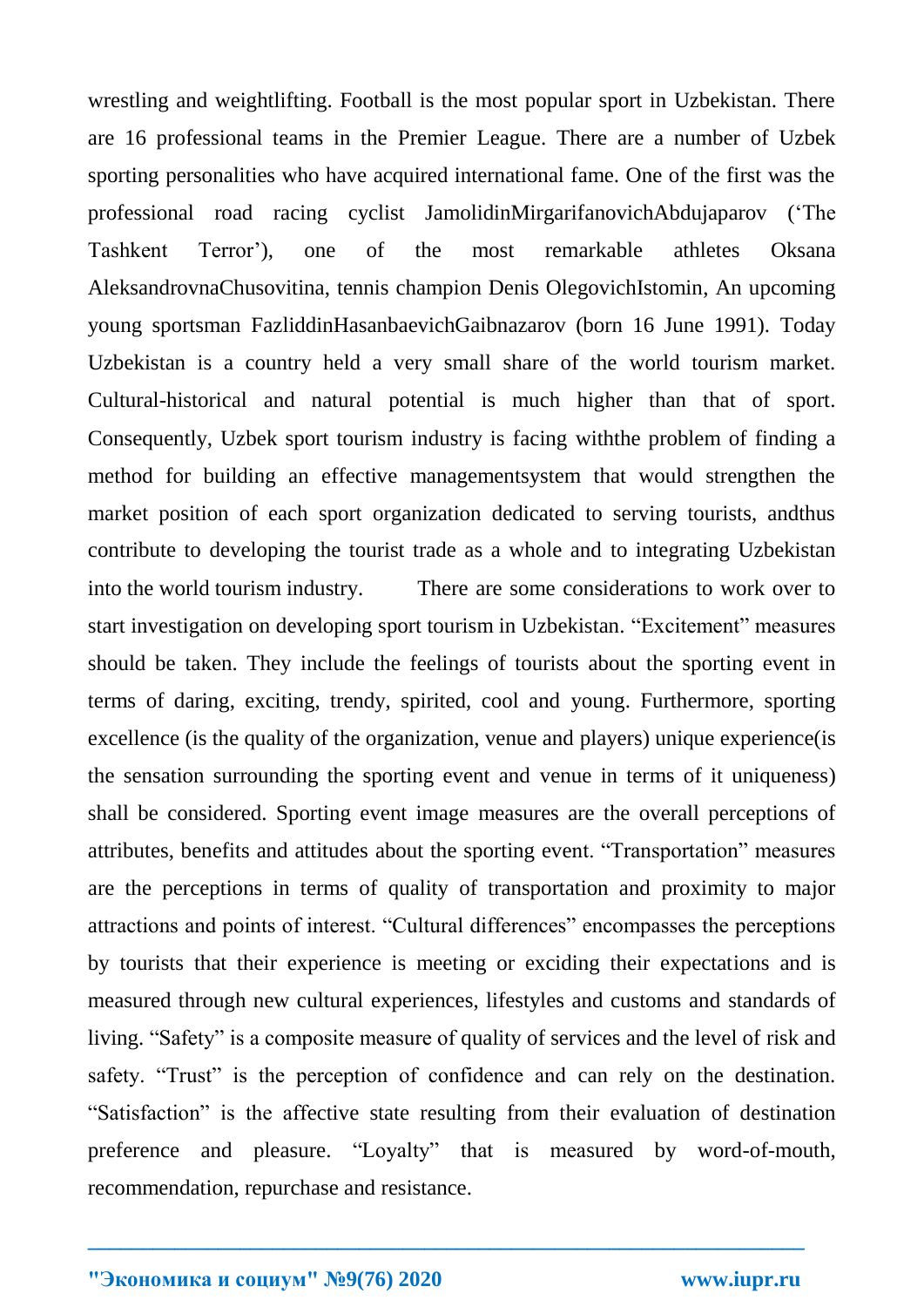wrestling and weightlifting. Football is the most popular sport in Uzbekistan. There are 16 professional teams in the Premier League. There are a number of Uzbek sporting personalities who have acquired international fame. One of the first was the professional road racing cyclist JamolidinMirgarifanovichAbdujaparov ('The Tashkent Terror'), one of the most remarkable athletes Oksana AleksandrovnaChusovitina, tennis champion Denis OlegovichIstomin, An upcoming young sportsman FazliddinHasanbaevichGaibnazarov (born 16 June 1991). Today Uzbekistan is a country held a very small share of the world tourism market. Cultural-historical and natural potential is much higher than that of sport. Consequently, Uzbek sport tourism industry is facing withthe problem of finding a method for building an effective managementsystem that would strengthen the market position of each sport organization dedicated to serving tourists, andthus contribute to developing the tourist trade as a whole and to integrating Uzbekistan into the world tourism industry. There are some considerations to work over to start investigation on developing sport tourism in Uzbekistan. "Excitement" measures should be taken. They include the feelings of tourists about the sporting event in terms of daring, exciting, trendy, spirited, cool and young. Furthermore, sporting excellence (is the quality of the organization, venue and players) unique experience(is the sensation surrounding the sporting event and venue in terms of it uniqueness) shall be considered. Sporting event image measures are the overall perceptions of attributes, benefits and attitudes about the sporting event. "Transportation" measures are the perceptions in terms of quality of transportation and proximity to major attractions and points of interest. "Cultural differences" encompasses the perceptions by tourists that their experience is meeting or exciding their expectations and is measured through new cultural experiences, lifestyles and customs and standards of living. "Safety" is a composite measure of quality of services and the level of risk and safety. "Trust" is the perception of confidence and can rely on the destination. "Satisfaction" is the affective state resulting from their evaluation of destination preference and pleasure. "Loyalty" that is measured by word-of-mouth, recommendation, repurchase and resistance.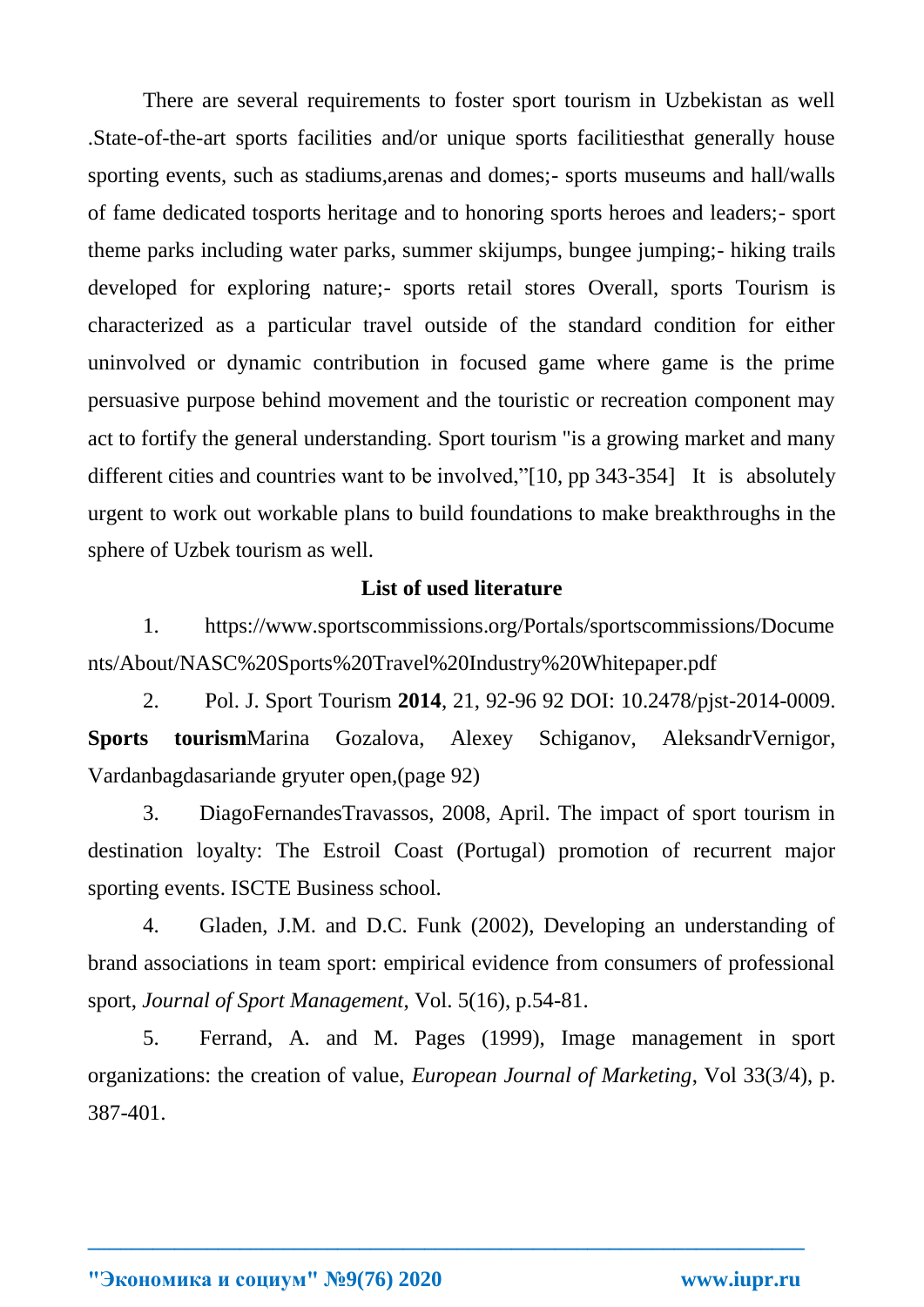There are several requirements to foster sport tourism in Uzbekistan as well .State-of-the-art sports facilities and/or unique sports facilitiesthat generally house sporting events, such as stadiums,arenas and domes;- sports museums and hall/walls of fame dedicated tosports heritage and to honoring sports heroes and leaders;- sport theme parks including water parks, summer skijumps, bungee jumping;- hiking trails developed for exploring nature;- sports retail stores Overall, sports Tourism is characterized as a particular travel outside of the standard condition for either uninvolved or dynamic contribution in focused game where game is the prime persuasive purpose behind movement and the touristic or recreation component may act to fortify the general understanding. Sport tourism "is a growing market and many different cities and countries want to be involved,"[10, pp 343-354] It is absolutely urgent to work out workable plans to build foundations to make breakthroughs in the sphere of Uzbek tourism as well.

**List of used literature**

1. https://www.sportscommissions.org/Portals/sportscommissions/Documents/About/NASC%20Sports%20Travel%20Industry%20Whitepaper.pdf
2. Pol. J. Sport Tourism **2014**, 21, 92-96 92 DOI: 10.2478/pjst-2014-0009. **Sports tourism**Marina Gozalova, Alexey Schiganov, AleksandrVernigor, Vardanbagdasariande gryuter open,(page 92)
3. DiagoFernandesTravassos, 2008, April. The impact of sport tourism in destination loyalty: The Estroil Coast (Portugal) promotion of recurrent major sporting events. ISCTE Business school.
4. Gladen, J.M. and D.C. Funk (2002), Developing an understanding of brand associations in team sport: empirical evidence from consumers of professional sport, *Journal of Sport Management*, Vol. 5(16), p.54-81.
5. Ferrand, A. and M. Pages (1999), Image management in sport organizations: the creation of value, *European Journal of Marketing*, Vol 33(3/4), p. 387-401.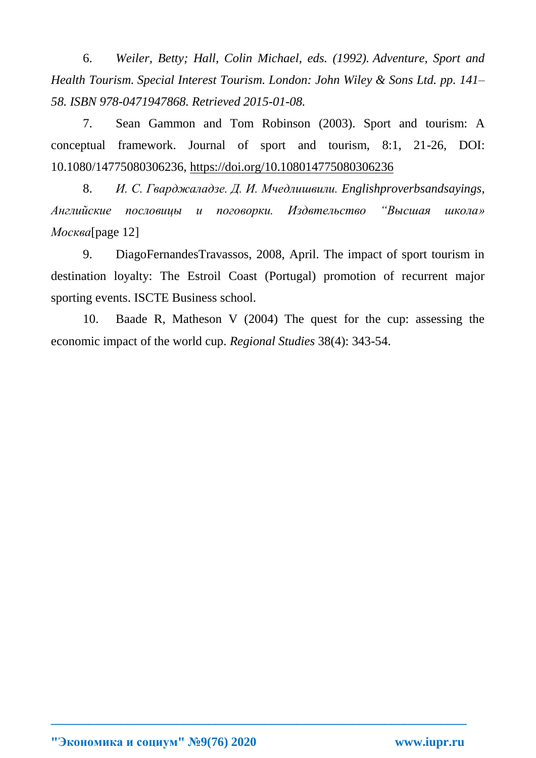6. *Weiler, Betty; Hall, Colin Michael, eds. (1992). Adventure, Sport and Health Tourism. Special Interest Tourism. London: John Wiley & Sons Ltd. pp. 141–58. ISBN 978-0471947868. Retrieved 2015-01-08.*

7. Sean Gammon and Tom Robinson (2003). Sport and tourism: A conceptual framework. Journal of sport and tourism, 8:1, 21-26, DOI: 10.1080/14775080306236, https://doi.org/10.108014775080306236

8. *И. С. Гварджаладзе. Д. И. Мчедлишвили. Englishproverbsandsayings, Английские пословицы и поговорки. Издвтельство "Высшая школа» Москва*[page 12]

9. DiagoFernandesTravassos, 2008, April. The impact of sport tourism in destination loyalty: The Estroil Coast (Portugal) promotion of recurrent major sporting events. ISCTE Business school.

10. Baade R, Matheson V (2004) The quest for the cup: assessing the economic impact of the world cup. *Regional Studies* 38(4): 343-54.